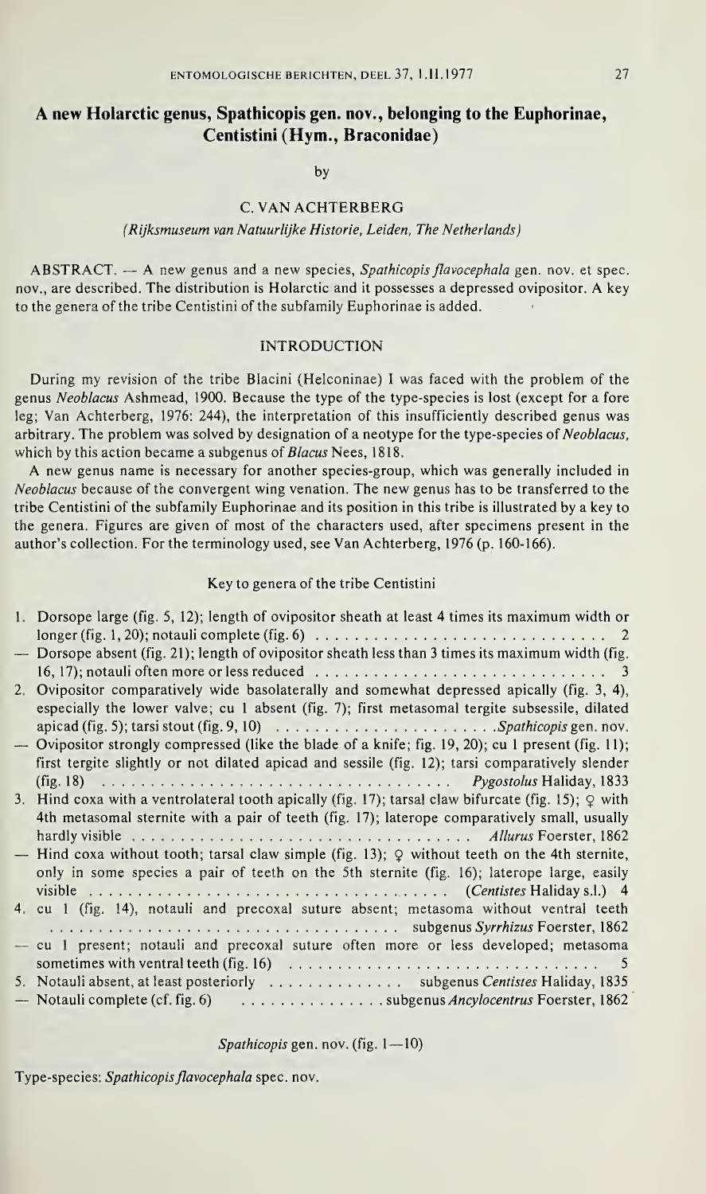# A new Holarctic genus, Spathicopis gen. nov., belonging to the Euphorinae, Centistini (Hym., Braconidae)

by

### C. VAN ACHTERBERG

*(Rijksmuseum van Natuurlijke Historie, Leiden, The Netherlands)*

ABSTRACT. — A new genus and a new species, *Spathicopis flavocephala* gen. nov. et spec. nov., are described. The distribution is Holarctic and it possesses a depressed ovipositor. A key to the genera of the tribe Centistini of the subfamily Euphorinae is added.

## INTRODUCTION

During my revision of the tribe Blacini (Helconinae) I was faced with the problem of the genus *Neoblacus* Ashmead, 1900. Because the type of the type-species is lost (except for a fore leg; Van Achterberg, 1976: 244), the interpretation of this insufficiently described genus was arbitrary. The problem was solved by designation of a neotype for the type-species of *Neoblacus*, which by this action became a subgenus of *Blacus* Nees, 1818.

A new genus name is necessary for another species-group, which was generally included in *Neoblacus* because of the convergent wing venation. The new genus has to be transferred to the tribe Centistini of the subfamily Euphorinae and its position in this tribe is illustrated by a key to the genera. Figures are given of most of the characters used, after specimens present in the author's collection. For the terminology used, see Van Achterberg, 1976 (p. 160-166).

### Key to genera of the tribe Centistini

1. Dorsope large (fig. 5, 12); length of ovipositor sheath at least 4 times its maximum width or longer (fig. 1, 20); notauli complete (fig. 6) . . . . . . . . . . . . . . . . . . . . . . . . . . . . . . 2
— Dorsope absent (fig. 21); length of ovipositor sheath less than 3 times its maximum width (fig. 16, 17); notauli often more or less reduced . . . . . . . . . . . . . . . . . . . . . . . . . . . . . . 3
2. Ovipositor comparatively wide basolaterally and somewhat depressed apically (fig. 3, 4), especially the lower valve; cu 1 absent (fig. 7); first metasomal tergite subsessile, dilated apicad (fig. 5); tarsi stout (fig. 9, 10) . . . . . . . . . . . . . . . . . . . . . . . *Spathicopis* gen. nov.
— Ovipositor strongly compressed (like the blade of a knife; fig. 19, 20); cu 1 present (fig. 11); first tergite slightly or not dilated apicad and sessile (fig. 12); tarsi comparatively slender (fig. 18) . . . . . . . . . . . . . . . . . . . . . . . . . . . . . . . . . . . . *Pygostolus* Haliday, 1833
3. Hind coxa with a ventrolateral tooth apically (fig. 17); tarsal claw bifurcate (fig. 15); ♀ with 4th metasomal sternite with a pair of teeth (fig. 17); laterope comparatively small, usually hardly visible . . . . . . . . . . . . . . . . . . . . . . . . . . . . . . . . . . . . *Allurus* Foerster, 1862
— Hind coxa without tooth; tarsal claw simple (fig. 13); ♀ without teeth on the 4th sternite, only in some species a pair of teeth on the 5th sternite (fig. 16); laterope large, easily visible . . . . . . . . . . . . . . . . . . . . . . . . . . . . . . . . . . . . . . (*Centistes* Haliday s.l.) 4
4. cu 1 (fig. 14), notauli and precoxal suture absent; metasoma without ventral teeth . . . . . . . . . . . . . . . . . . . . . . . . . . . . . . . . . . . . subgenus *Syrrhizus* Foerster, 1862
— cu 1 present; notauli and precoxal suture often more or less developed; metasoma sometimes with ventral teeth (fig. 16) . . . . . . . . . . . . . . . . . . . . . . . . . . . . . . . . . 5
5. Notauli absent, at least posteriorly . . . . . . . . . . . . . . subgenus *Centistes* Haliday, 1835
— Notauli complete (cf. fig. 6) . . . . . . . . . . . . . . . subgenus *Ancylocentrus* Foerster, 1862

*Spathicopis* gen. nov. (fig. 1—10)

Type-species: *Spathicopis flavocephala* spec. nov.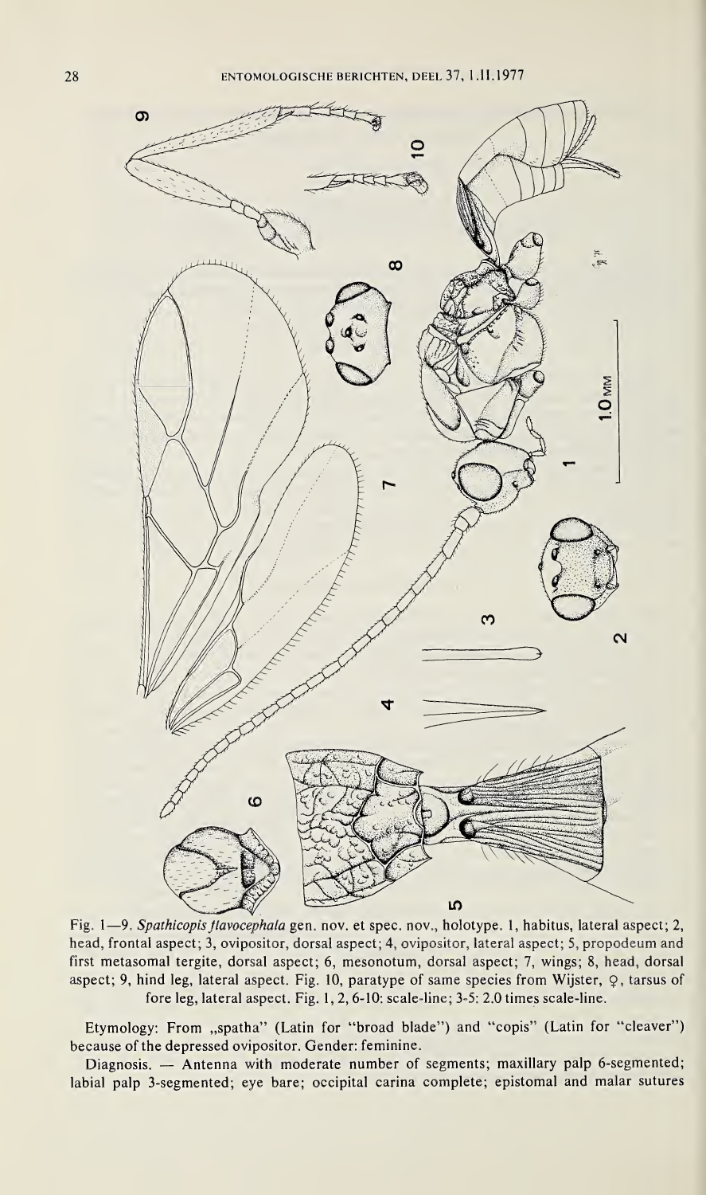Fig. 1—9. *Spathicopis flavocephala* gen. nov. et spec. nov., holotype. 1, habitus, lateral aspect; 2, head, frontal aspect; 3, ovipositor, dorsal aspect; 4, ovipositor, lateral aspect; 5, propodeum and first metasomal tergite, dorsal aspect; 6, mesonotum, dorsal aspect; 7, wings; 8, head, dorsal aspect; 9, hind leg, lateral aspect. Fig. 10, paratype of same species from Wijster, ♀, tarsus of fore leg, lateral aspect. Fig. 1, 2, 6-10: scale-line; 3-5: 2.0 times scale-line.

Etymology: From „spatha" (Latin for "broad blade") and "copis" (Latin for "cleaver") because of the depressed ovipositor. Gender: feminine.

Diagnosis. — Antenna with moderate number of segments; maxillary palp 6-segmented; labial palp 3-segmented; eye bare; occipital carina complete; epistomal and malar sutures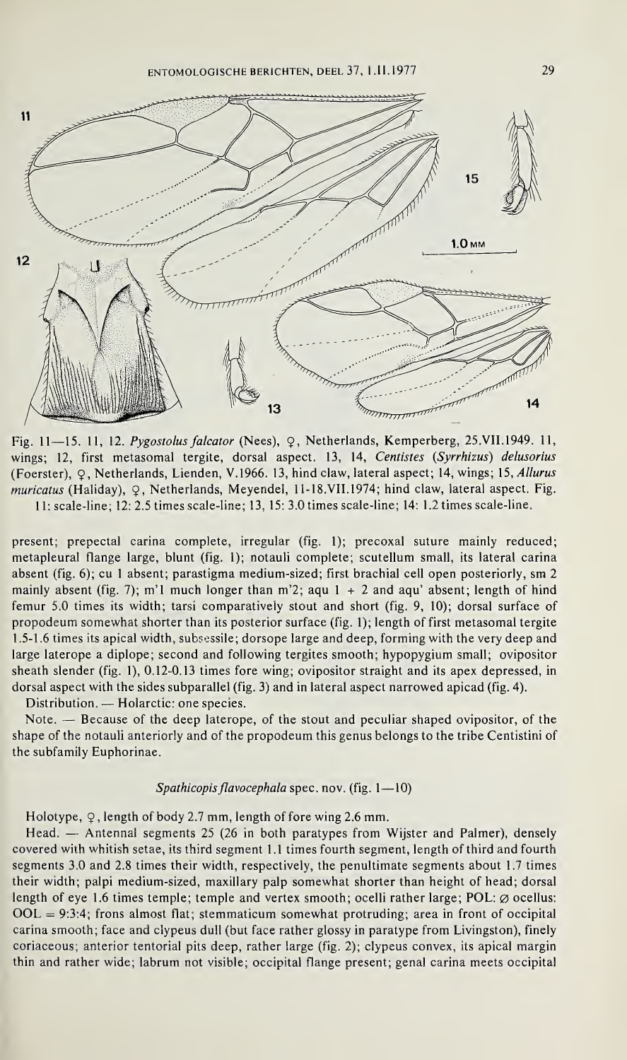Fig. 11—15. 11, 12. *Pygostolus falcator* (Nees), ♀, Netherlands, Kemperberg, 25.VII.1949. 11, wings; 12, first metasomal tergite, dorsal aspect. 13, 14, *Centistes* (*Syrrhizus*) *delusorius* (Foerster), ♀, Netherlands, Lienden, V.1966. 13, hind claw, lateral aspect; 14, wings; 15, *Allurus muricatus* (Haliday), ♀, Netherlands, Meyendel, 11-18.VII.1974; hind claw, lateral aspect. Fig. 11: scale-line; 12: 2.5 times scale-line; 13, 15: 3.0 times scale-line; 14: 1.2 times scale-line.

present; prepectal carina complete, irregular (fig. 1); precoxal suture mainly reduced; metapleural flange large, blunt (fig. 1); notauli complete; scutellum small, its lateral carina absent (fig. 6); cu 1 absent; parastigma medium-sized; first brachial cell open posteriorly, sm 2 mainly absent (fig. 7); m'1 much longer than m'2; aqu 1 + 2 and aqu' absent; length of hind femur 5.0 times its width; tarsi comparatively stout and short (fig. 9, 10); dorsal surface of propodeum somewhat shorter than its posterior surface (fig. 1); length of first metasomal tergite 1.5-1.6 times its apical width, subsessile; dorsope large and deep, forming with the very deep and large laterope a diplope; second and following tergites smooth; hypopygium small; ovipositor sheath slender (fig. 1), 0.12-0.13 times fore wing; ovipositor straight and its apex depressed, in dorsal aspect with the sides subparallel (fig. 3) and in lateral aspect narrowed apicad (fig. 4).

Distribution. — Holarctic: one species.

Note. — Because of the deep laterope, of the stout and peculiar shaped ovipositor, of the shape of the notauli anteriorly and of the propodeum this genus belongs to the tribe Centistini of the subfamily Euphorinae.

### *Spathicopis flavocephala* spec. nov. (fig. 1—10)

Holotype, ♀, length of body 2.7 mm, length of fore wing 2.6 mm.

Head. — Antennal segments 25 (26 in both paratypes from Wijster and Palmer), densely covered with whitish setae, its third segment 1.1 times fourth segment, length of third and fourth segments 3.0 and 2.8 times their width, respectively, the penultimate segments about 1.7 times their width; palpi medium-sized, maxillary palp somewhat shorter than height of head; dorsal length of eye 1.6 times temple; temple and vertex smooth; ocelli rather large; POL: ⌀ ocellus: OOL = 9:3:4; frons almost flat; stemmaticum somewhat protruding; area in front of occipital carina smooth; face and clypeus dull (but face rather glossy in paratype from Livingston), finely coriaceous; anterior tentorial pits deep, rather large (fig. 2); clypeus convex, its apical margin thin and rather wide; labrum not visible; occipital flange present; genal carina meets occipital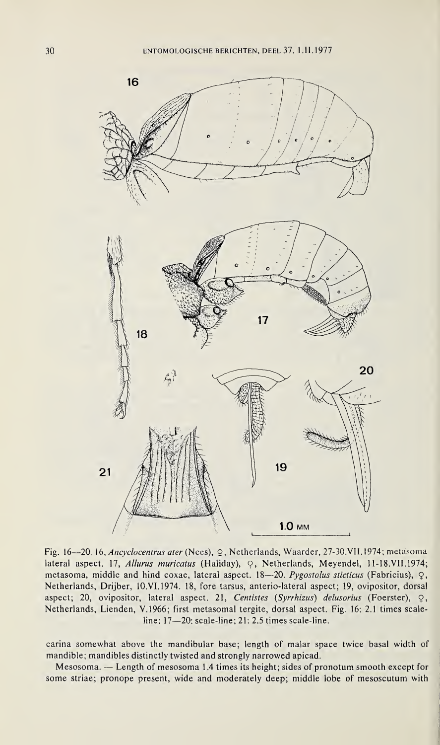Fig. 16—20. 16, *Ancyclocentrus ater* (Nees), ♀, Netherlands, Waarder, 27-30.VII.1974; metasoma lateral aspect. 17, *Allurus muricatus* (Haliday), ♀, Netherlands, Meyendel, 11-18.VII.1974; metasoma, middle and hind coxae, lateral aspect. 18—20. *Pygostolus sticticus* (Fabricius), ♀, Netherlands, Drijber, 10.VI.1974. 18, fore tarsus, anterio-lateral aspect; 19, ovipositor, dorsal aspect; 20, ovipositor, lateral aspect. 21, *Centistes* (*Syrrhizus*) *delusorius* (Foerster), ♀, Netherlands, Lienden, V.1966; first metasomal tergite, dorsal aspect. Fig. 16: 2.1 times scale-line; 17—20: scale-line; 21: 2.5 times scale-line.

carina somewhat above the mandibular base; length of malar space twice basal width of mandible; mandibles distinctly twisted and strongly narrowed apicad.

Mesosoma. — Length of mesosoma 1.4 times its height; sides of pronotum smooth except for some striae; pronope present, wide and moderately deep; middle lobe of mesoscutum with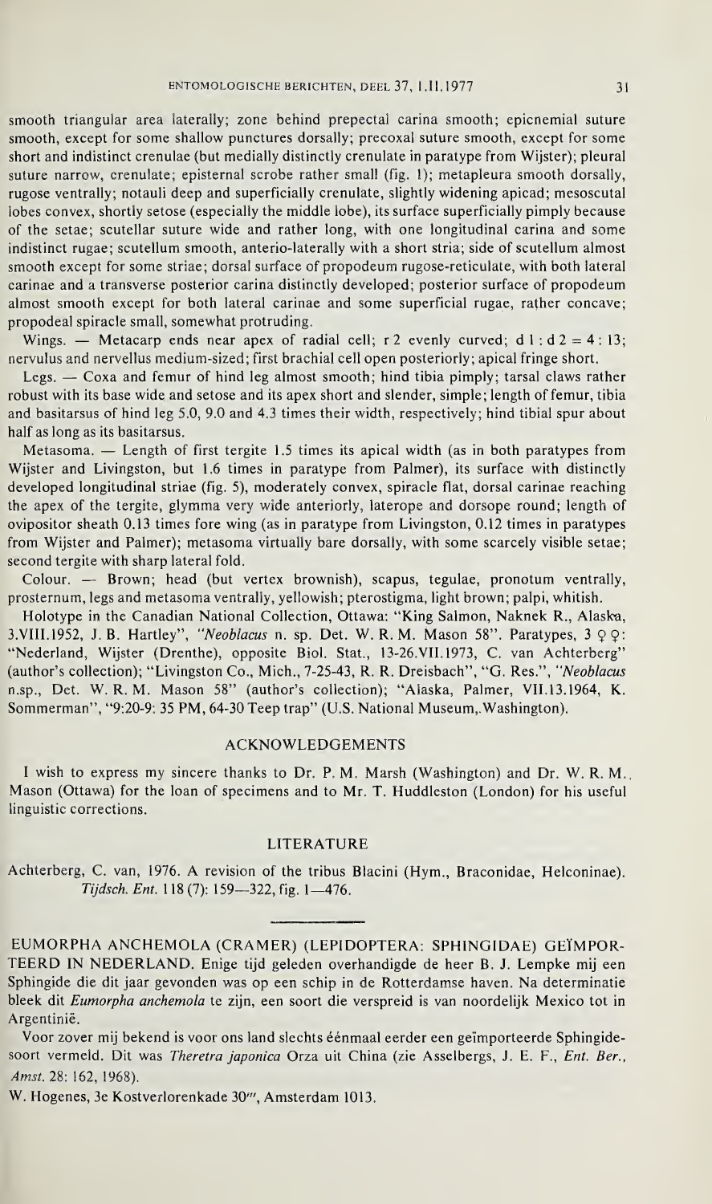smooth triangular area laterally; zone behind prepectal carina smooth; epicnemial suture smooth, except for some shallow punctures dorsally; precoxal suture smooth, except for some short and indistinct crenulae (but medially distinctly crenulate in paratype from Wijster); pleural suture narrow, crenulate; episternal scrobe rather small (fig. 1); metapleura smooth dorsally, rugose ventrally; notauli deep and superficially crenulate, slightly widening apicad; mesoscutal lobes convex, shortly setose (especially the middle lobe), its surface superficially pimply because of the setae; scutellar suture wide and rather long, with one longitudinal carina and some indistinct rugae; scutellum smooth, anterio-laterally with a short stria; side of scutellum almost smooth except for some striae; dorsal surface of propodeum rugose-reticulate, with both lateral carinae and a transverse posterior carina distinctly developed; posterior surface of propodeum almost smooth except for both lateral carinae and some superficial rugae, rather concave; propodeal spiracle small, somewhat protruding.

Wings. — Metacarp ends near apex of radial cell; r 2 evenly curved; d 1 : d 2 = 4 : 13; nervulus and nervellus medium-sized; first brachial cell open posteriorly; apical fringe short.

Legs. — Coxa and femur of hind leg almost smooth; hind tibia pimply; tarsal claws rather robust with its base wide and setose and its apex short and slender, simple; length of femur, tibia and basitarsus of hind leg 5.0, 9.0 and 4.3 times their width, respectively; hind tibial spur about half as long as its basitarsus.

Metasoma. — Length of first tergite 1.5 times its apical width (as in both paratypes from Wijster and Livingston, but 1.6 times in paratype from Palmer), its surface with distinctly developed longitudinal striae (fig. 5), moderately convex, spiracle flat, dorsal carinae reaching the apex of the tergite, glymma very wide anteriorly, laterope and dorsope round; length of ovipositor sheath 0.13 times fore wing (as in paratype from Livingston, 0.12 times in paratypes from Wijster and Palmer); metasoma virtually bare dorsally, with some scarcely visible setae; second tergite with sharp lateral fold.

Colour. — Brown; head (but vertex brownish), scapus, tegulae, pronotum ventrally, prosternum, legs and metasoma ventrally, yellowish; pterostigma, light brown; palpi, whitish.

Holotype in the Canadian National Collection, Ottawa: "King Salmon, Naknek R., Alaska, 3.VIII.1952, J. B. Hartley", "*Neoblacus* n. sp. Det. W. R. M. Mason 58". Paratypes, 3 ♀♀: "Nederland, Wijster (Drenthe), opposite Biol. Stat., 13-26.VII.1973, C. van Achterberg" (author's collection); "Livingston Co., Mich., 7-25-43, R. R. Dreisbach", "G. Res.", "*Neoblacus* n.sp., Det. W. R. M. Mason 58" (author's collection); "Alaska, Palmer, VII.13.1964, K. Sommerman", "9:20-9: 35 PM, 64-30 Teep trap" (U.S. National Museum, Washington).

## ACKNOWLEDGEMENTS

I wish to express my sincere thanks to Dr. P. M. Marsh (Washington) and Dr. W. R. M. Mason (Ottawa) for the loan of specimens and to Mr. T. Huddleston (London) for his useful linguistic corrections.

## LITERATURE

Achterberg, C. van, 1976. A revision of the tribus Blacini (Hym., Braconidae, Helconinae). *Tijdsch. Ent.* 118 (7): 159—322, fig. 1—476.

---

EUMORPHA ANCHEMOLA (CRAMER) (LEPIDOPTERA: SPHINGIDAE) GEÏMPORTEERD IN NEDERLAND. Enige tijd geleden overhandigde de heer B. J. Lempke mij een Sphingide die dit jaar gevonden was op een schip in de Rotterdamse haven. Na determinatie bleek dit *Eumorpha anchemola* te zijn, een soort die verspreid is van noordelijk Mexico tot in Argentinië.

Voor zover mij bekend is voor ons land slechts éénmaal eerder een geïmporteerde Sphingidesoort vermeld. Dit was *Theretra japonica* Orza uit China (zie Asselbergs, J. E. F., *Ent. Ber., Amst.* 28: 162, 1968).

W. Hogenes, 3e Kostverlorenkade 30''', Amsterdam 1013.